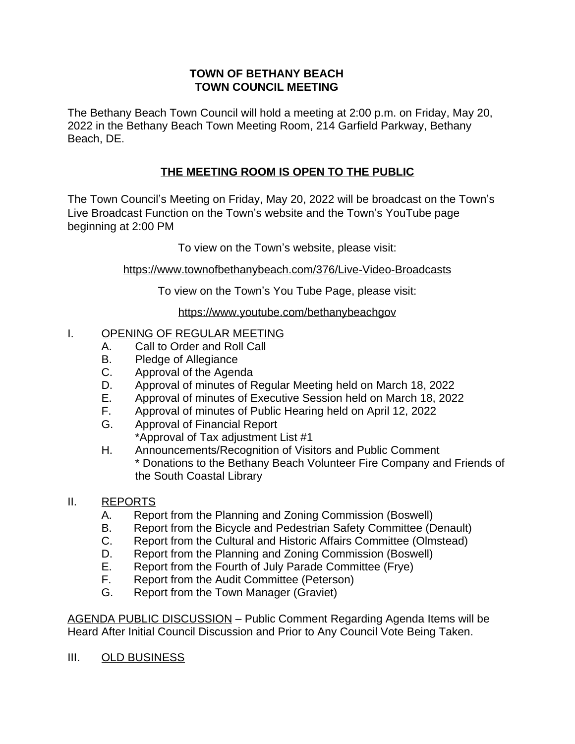# TOWN OF BETHANY BEACH
# TOWN COUNCIL MEETING

The Bethany Beach Town Council will hold a meeting at 2:00 p.m. on Friday, May 20, 2022 in the Bethany Beach Town Meeting Room, 214 Garfield Parkway, Bethany Beach, DE.

## THE MEETING ROOM IS OPEN TO THE PUBLIC

The Town Council's Meeting on Friday, May 20, 2022 will be broadcast on the Town's Live Broadcast Function on the Town's website and the Town's YouTube page beginning at 2:00 PM

To view on the Town's website, please visit:

https://www.townofbethanybeach.com/376/Live-Video-Broadcasts

To view on the Town's You Tube Page, please visit:

https://www.youtube.com/bethanybeachgov

I. OPENING OF REGULAR MEETING
   A. Call to Order and Roll Call
   B. Pledge of Allegiance
   C. Approval of the Agenda
   D. Approval of minutes of Regular Meeting held on March 18, 2022
   E. Approval of minutes of Executive Session held on March 18, 2022
   F. Approval of minutes of Public Hearing held on April 12, 2022
   G. Approval of Financial Report
      *Approval of Tax adjustment List #1
   H. Announcements/Recognition of Visitors and Public Comment
      * Donations to the Bethany Beach Volunteer Fire Company and Friends of the South Coastal Library

II. REPORTS
   A. Report from the Planning and Zoning Commission (Boswell)
   B. Report from the Bicycle and Pedestrian Safety Committee (Denault)
   C. Report from the Cultural and Historic Affairs Committee (Olmstead)
   D. Report from the Planning and Zoning Commission (Boswell)
   E. Report from the Fourth of July Parade Committee (Frye)
   F. Report from the Audit Committee (Peterson)
   G. Report from the Town Manager (Graviet)

AGENDA PUBLIC DISCUSSION – Public Comment Regarding Agenda Items will be Heard After Initial Council Discussion and Prior to Any Council Vote Being Taken.

III. OLD BUSINESS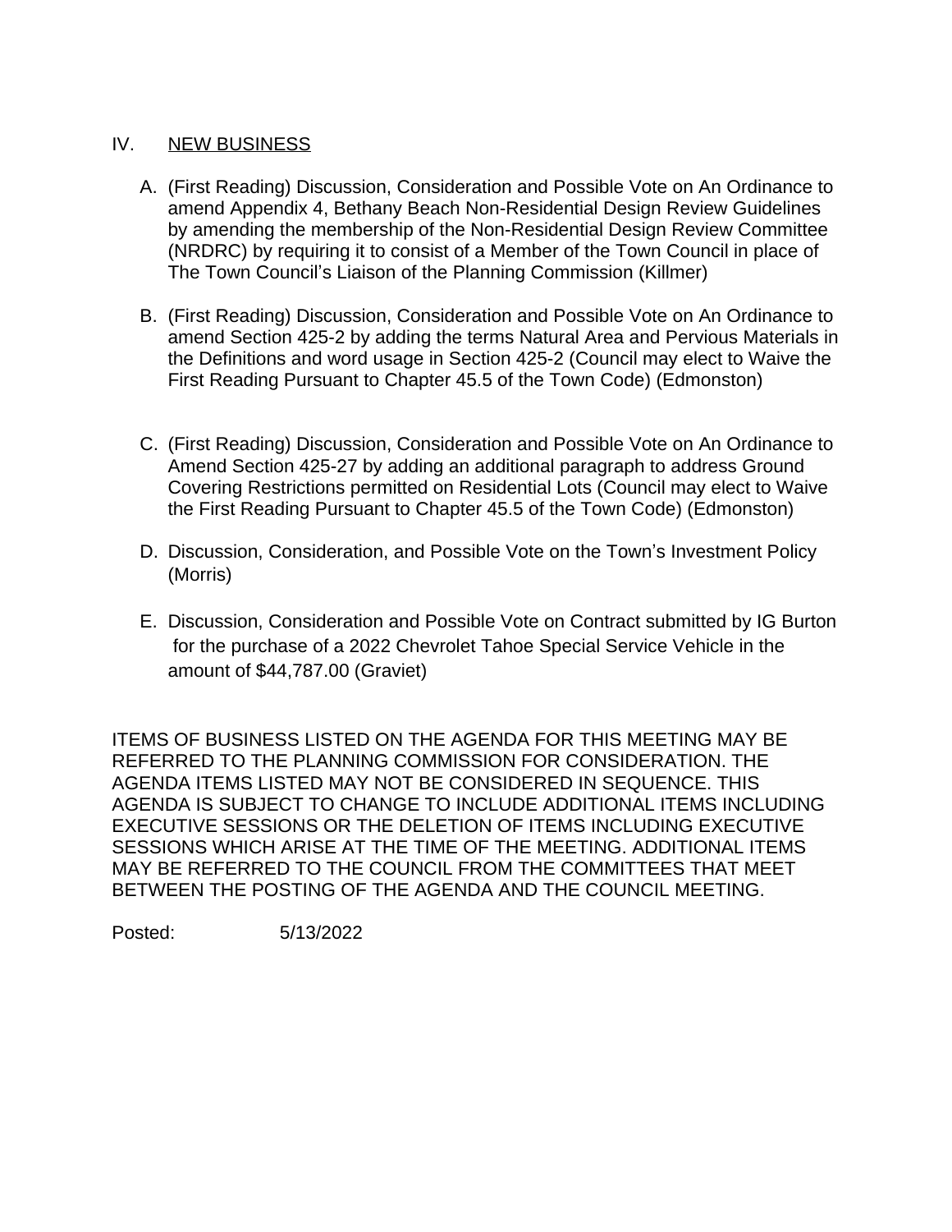## IV. NEW BUSINESS

A. (First Reading) Discussion, Consideration and Possible Vote on An Ordinance to amend Appendix 4, Bethany Beach Non-Residential Design Review Guidelines by amending the membership of the Non-Residential Design Review Committee (NRDRC) by requiring it to consist of a Member of the Town Council in place of The Town Council's Liaison of the Planning Commission (Killmer)

B. (First Reading) Discussion, Consideration and Possible Vote on An Ordinance to amend Section 425-2 by adding the terms Natural Area and Pervious Materials in the Definitions and word usage in Section 425-2 (Council may elect to Waive the First Reading Pursuant to Chapter 45.5 of the Town Code) (Edmonston)

C. (First Reading) Discussion, Consideration and Possible Vote on An Ordinance to Amend Section 425-27 by adding an additional paragraph to address Ground Covering Restrictions permitted on Residential Lots (Council may elect to Waive the First Reading Pursuant to Chapter 45.5 of the Town Code) (Edmonston)

D. Discussion, Consideration, and Possible Vote on the Town's Investment Policy (Morris)

E. Discussion, Consideration and Possible Vote on Contract submitted by IG Burton for the purchase of a 2022 Chevrolet Tahoe Special Service Vehicle in the amount of $44,787.00 (Graviet)

ITEMS OF BUSINESS LISTED ON THE AGENDA FOR THIS MEETING MAY BE REFERRED TO THE PLANNING COMMISSION FOR CONSIDERATION. THE AGENDA ITEMS LISTED MAY NOT BE CONSIDERED IN SEQUENCE. THIS AGENDA IS SUBJECT TO CHANGE TO INCLUDE ADDITIONAL ITEMS INCLUDING EXECUTIVE SESSIONS OR THE DELETION OF ITEMS INCLUDING EXECUTIVE SESSIONS WHICH ARISE AT THE TIME OF THE MEETING. ADDITIONAL ITEMS MAY BE REFERRED TO THE COUNCIL FROM THE COMMITTEES THAT MEET BETWEEN THE POSTING OF THE AGENDA AND THE COUNCIL MEETING.

Posted: 5/13/2022